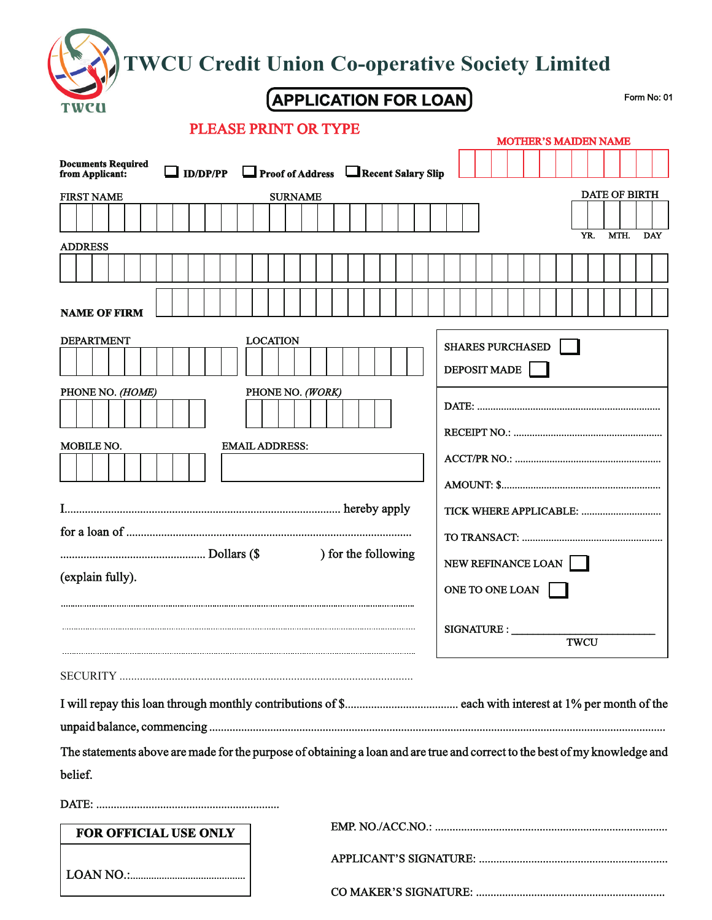# TWCU Credit Union Co-operative Society Limited

## APPLICATION FOR LOAN

Form No: 01

**PLEASE PRINT OR TYPE**

MOTHER'S MAIDEN NAME

**Documents Required from Applicant:** ☐ **ID/DP/PP** ☐ **Proof of Address** ☐ **Recent Salary Slip**

FIRST NAME SURNAME

DATE OF BIRTH
YR. MTH. DAY

ADDRESS

**NAME OF FIRM**

DEPARTMENT LOCATION

PHONE NO. *(HOME)* PHONE NO. *(WORK)*

MOBILE NO. EMAIL ADDRESS:

I.............................................................................................. hereby apply for a loan of ................................................................................ ................................................. Dollars ($ ) for the following (explain fully).

..........................................................................................................................

..........................................................................................................................

..........................................................................................................................

SHARES PURCHASED ☐
DEPOSIT MADE ☐

DATE: ..........................................................................
RECEIPT NO.: ..............................................................
ACCT/PR NO.: .............................................................
AMOUNT: $..................................................................
TICK WHERE APPLICABLE: ...................................
TO TRANSACT: ...........................................................
NEW REFINANCE LOAN ☐
ONE TO ONE LOAN ☐

SIGNATURE : ____________________________
TWCU

SECURITY ....................................................................................................

I will repay this loan through monthly contributions of $...................................... each with interest at 1% per month of the unpaid balance, commencing .........................................................................................................................................

The statements above are made for the purpose of obtaining a loan and are true and correct to the best of my knowledge and belief.

DATE: ...............................................................

**FOR OFFICIAL USE ONLY**

LOAN NO.:..........................................

EMP. NO./ACC.NO.: ..............................................................................

APPLICANT'S SIGNATURE: ...............................................................

CO MAKER'S SIGNATURE: ...............................................................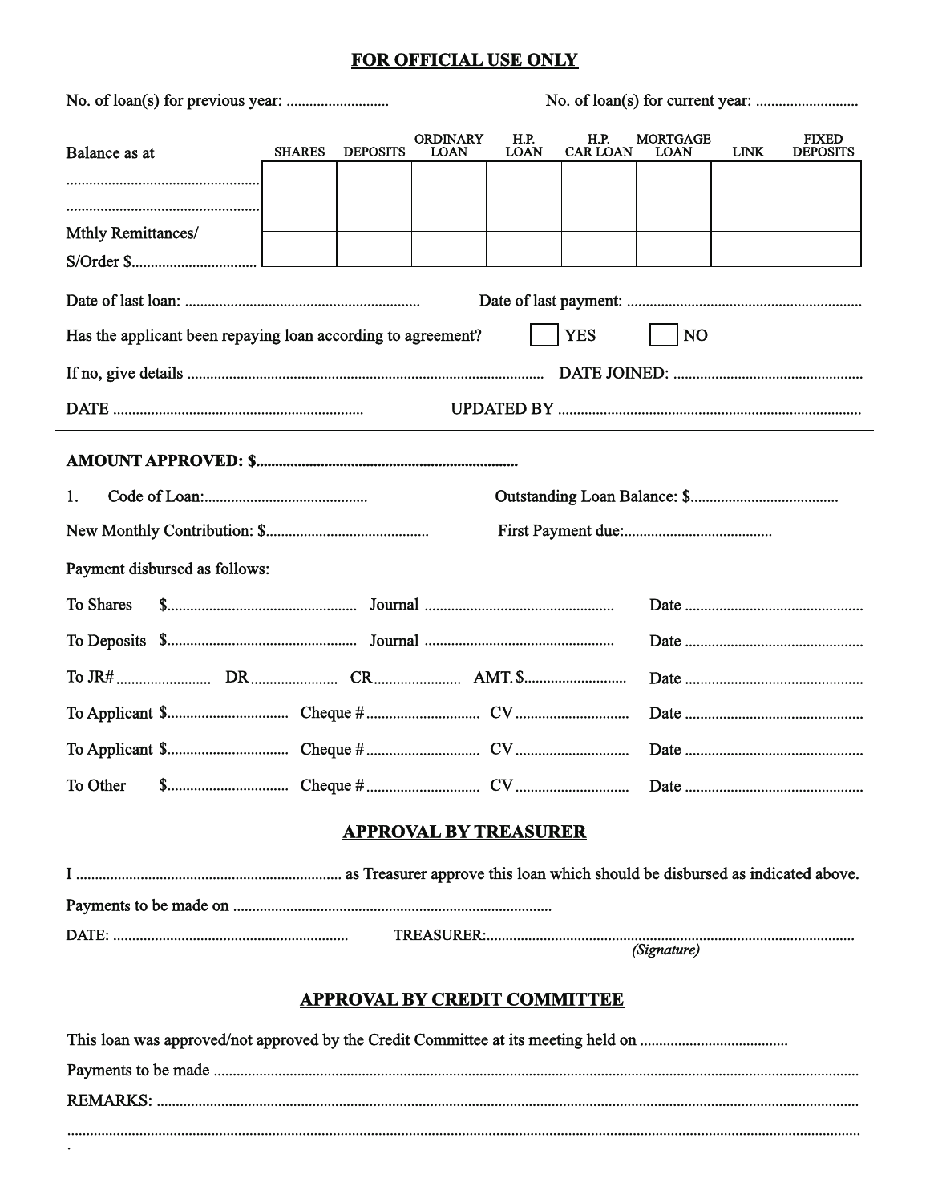## FOR OFFICIAL USE ONLY

No. of loan(s) for previous year: ........................... No. of loan(s) for current year: ...........................

| Balance as at | SHARES | DEPOSITS | ORDINARY LOAN | H.P. LOAN | H.P. CAR LOAN | MORTGAGE LOAN | LINK | FIXED DEPOSITS |
|---|---|---|---|---|---|---|---|---|
| .................................................. | | | | | | | | |
| .................................................. | | | | | | | | |
| Mthly Remittances/ S/Order $................................ | | | | | | | | |

Date of last loan: ............................................................. Date of last payment: .............................................................

Has the applicant been repaying loan according to agreement? ☐ YES ☐ NO

If no, give details ............................................................................................ DATE JOINED: .................................................

DATE ................................................................. UPDATED BY ..............................................................................

---

**AMOUNT APPROVED: $....................................................................**

1. Code of Loan:........................................... Outstanding Loan Balance: $.......................................

New Monthly Contribution: $........................................... First Payment due:.......................................

Payment disbursed as follows:

To Shares $................................................. Journal ................................................. Date ...............................................

To Deposits $................................................. Journal ................................................. Date ...............................................

To JR# ........................ DR ....................... CR....................... AMT. $.......................... Date ...............................................

To Applicant $............................... Cheque # ............................. CV ............................. Date ...............................................

To Applicant $............................... Cheque # ............................. CV ............................. Date ...............................................

To Other $............................... Cheque # ............................. CV ............................. Date ...............................................

## APPROVAL BY TREASURER

I ..................................................................... as Treasurer approve this loan which should be disbursed as indicated above.

Payments to be made on ..................................................................................

DATE: ............................................................. TREASURER:...............................................................................................
*(Signature)*

## APPROVAL BY CREDIT COMMITTEE

This loan was approved/not approved by the Credit Committee at its meeting held on ......................................

Payments to be made ....................................................................................................................................................

REMARKS: ..................................................................................................................................................................

.....................................................................................................................................................................................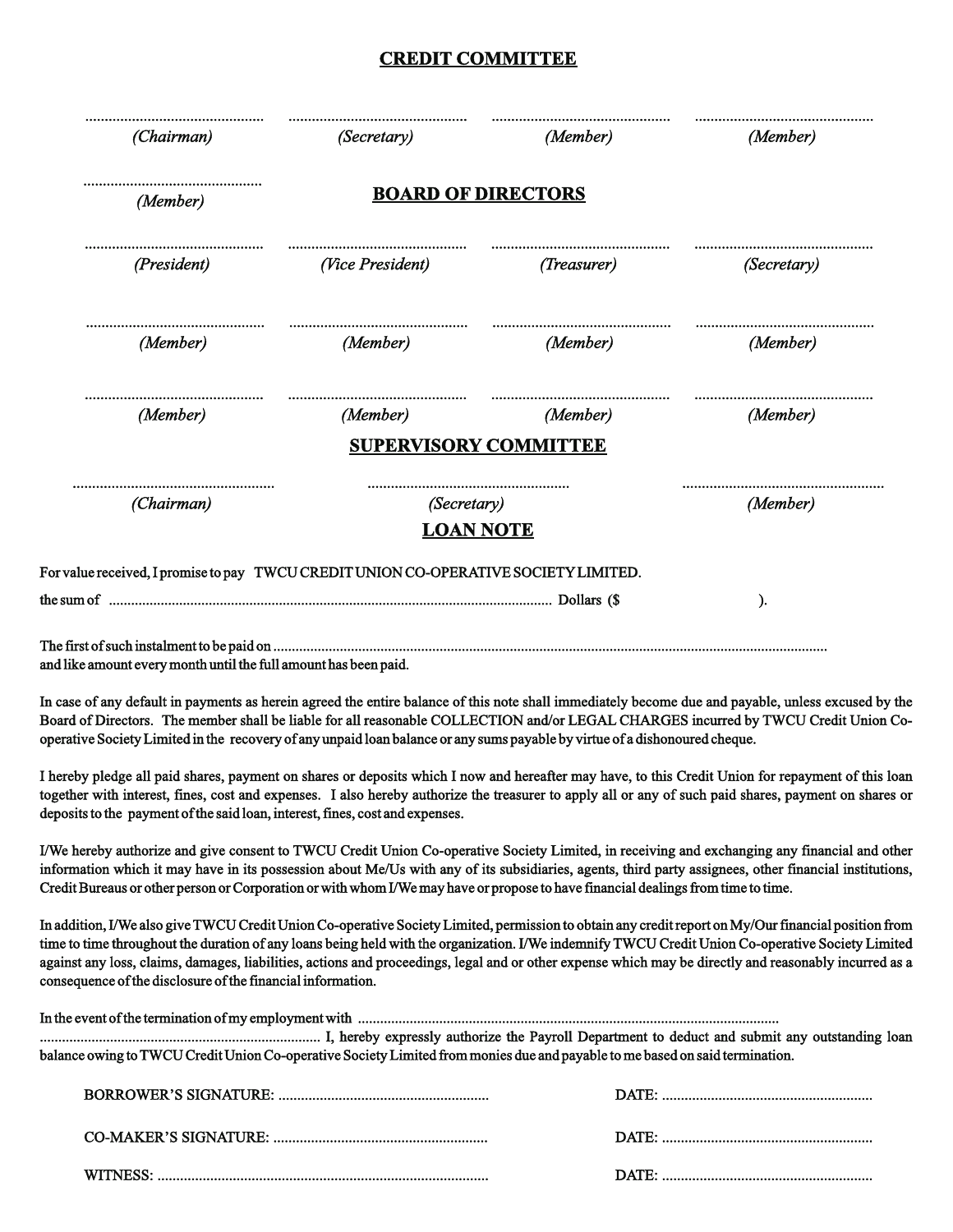## CREDIT COMMITTEE

| | | | |
|---|---|---|---|
| .............................................. | .............................................. | .............................................. | .............................................. |
| *(Chairman)* | *(Secretary)* | *(Member)* | *(Member)* |
| .............................................. | | | |
| *(Member)* | | | |

## BOARD OF DIRECTORS

| | | | |
|---|---|---|---|
| .............................................. | .............................................. | .............................................. | .............................................. |
| *(President)* | *(Vice President)* | *(Treasurer)* | *(Secretary)* |
| .............................................. | .............................................. | .............................................. | .............................................. |
| *(Member)* | *(Member)* | *(Member)* | *(Member)* |
| .............................................. | .............................................. | .............................................. | .............................................. |
| *(Member)* | *(Member)* | *(Member)* | *(Member)* |

## SUPERVISORY COMMITTEE

| | | |
|---|---|---|
| .................................................... | .................................................... | .................................................... |
| *(Chairman)* | *(Secretary)* | *(Member)* |

## LOAN NOTE

For value received, I promise to pay TWCU CREDIT UNION CO-OPERATIVE SOCIETY LIMITED.

the sum of ...................................................................................................................... Dollars ($ ).

The first of such instalment to be paid on ..................................................................................................................................................
and like amount every month until the full amount has been paid.

In case of any default in payments as herein agreed the entire balance of this note shall immediately become due and payable, unless excused by the Board of Directors. The member shall be liable for all reasonable COLLECTION and/or LEGAL CHARGES incurred by TWCU Credit Union Co-operative Society Limited in the recovery of any unpaid loan balance or any sums payable by virtue of a dishonoured cheque.

I hereby pledge all paid shares, payment on shares or deposits which I now and hereafter may have, to this Credit Union for repayment of this loan together with interest, fines, cost and expenses. I also hereby authorize the treasurer to apply all or any of such paid shares, payment on shares or deposits to the payment of the said loan, interest, fines, cost and expenses.

I/We hereby authorize and give consent to TWCU Credit Union Co-operative Society Limited, in receiving and exchanging any financial and other information which it may have in its possession about Me/Us with any of its subsidiaries, agents, third party assignees, other financial institutions, Credit Bureaus or other person or Corporation or with whom I/We may have or propose to have financial dealings from time to time.

In addition, I/We also give TWCU Credit Union Co-operative Society Limited, permission to obtain any credit report on My/Our financial position from time to time throughout the duration of any loans being held with the organization. I/We indemnify TWCU Credit Union Co-operative Society Limited against any loss, claims, damages, liabilities, actions and proceedings, legal and or other expense which may be directly and reasonably incurred as a consequence of the disclosure of the financial information.

In the event of the termination of my employment with ................................................................................................................
.......................................................................... I, hereby expressly authorize the Payroll Department to deduct and submit any outstanding loan balance owing to TWCU Credit Union Co-operative Society Limited from monies due and payable to me based on said termination.

BORROWER'S SIGNATURE: ....................................................... DATE: .......................................................

CO-MAKER'S SIGNATURE: ......................................................... DATE: .......................................................

WITNESS: ....................................................................................... DATE: .......................................................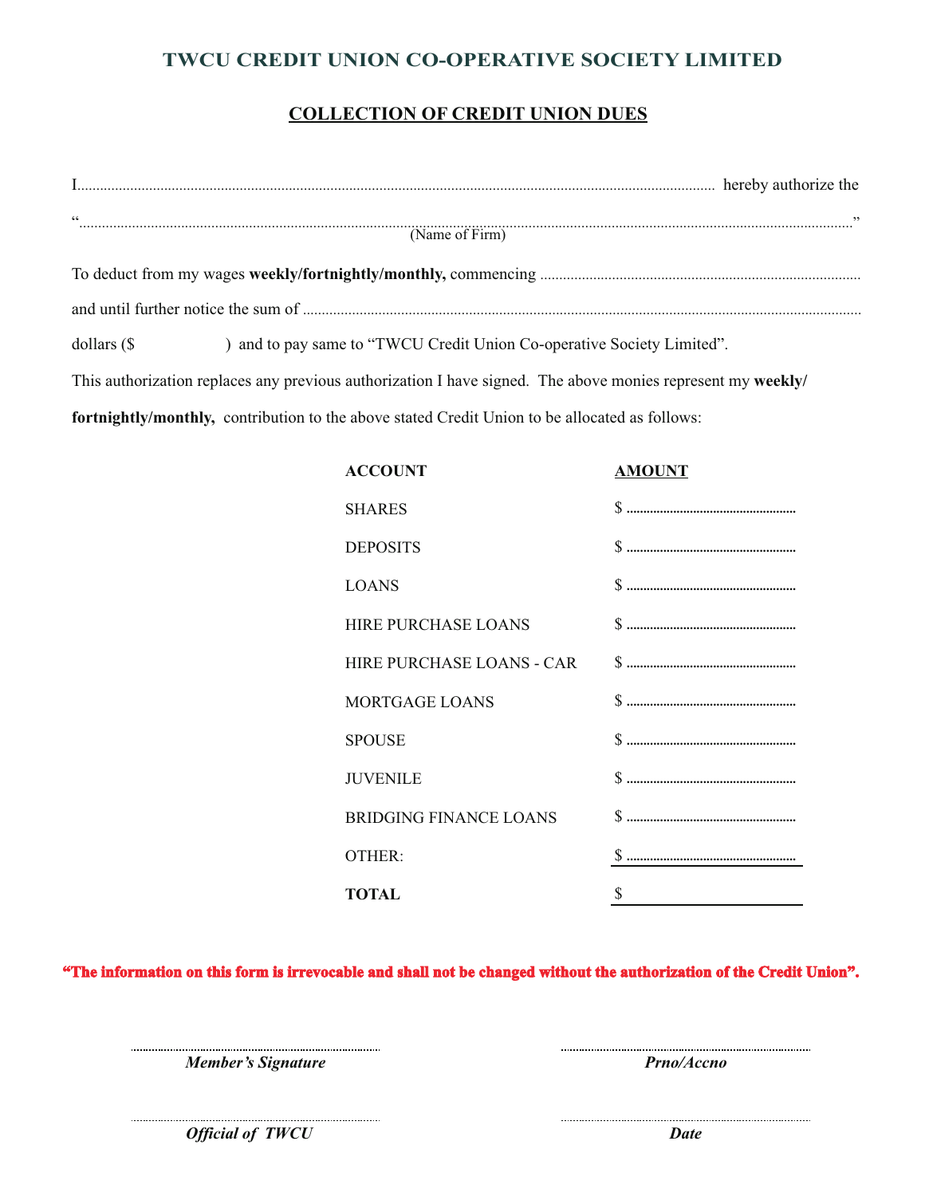# TWCU CREDIT UNION CO-OPERATIVE SOCIETY LIMITED

## COLLECTION OF CREDIT UNION DUES

I......................................................................................................................................................... hereby authorize the

"..........................................................................................................................................................................................."
(Name of Firm)

To deduct from my wages **weekly/fortnightly/monthly,** commencing ....................................................................................

and until further notice the sum of ...................................................................................................................................

dollars ($                    ) and to pay same to "TWCU Credit Union Co-operative Society Limited".

This authorization replaces any previous authorization I have signed. The above monies represent my **weekly/ fortnightly/monthly,** contribution to the above stated Credit Union to be allocated as follows:

| **ACCOUNT** | **AMOUNT** |
|---|---|
| SHARES | $ .................................................. |
| DEPOSITS | $ .................................................. |
| LOANS | $ .................................................. |
| HIRE PURCHASE LOANS | $ .................................................. |
| HIRE PURCHASE LOANS - CAR | $ .................................................. |
| MORTGAGE LOANS | $ .................................................. |
| SPOUSE | $ .................................................. |
| JUVENILE | $ .................................................. |
| BRIDGING FINANCE LOANS | $ .................................................. |
| OTHER: | $ .................................................. |
| **TOTAL** | $ |

**"The information on this form is irrevocable and shall not be changed without the authorization of the Credit Union".**

..............................................................................
***Member's Signature***

..............................................................................
***Prno/Accno***

..............................................................................
***Official of TWCU***

..............................................................................
***Date***